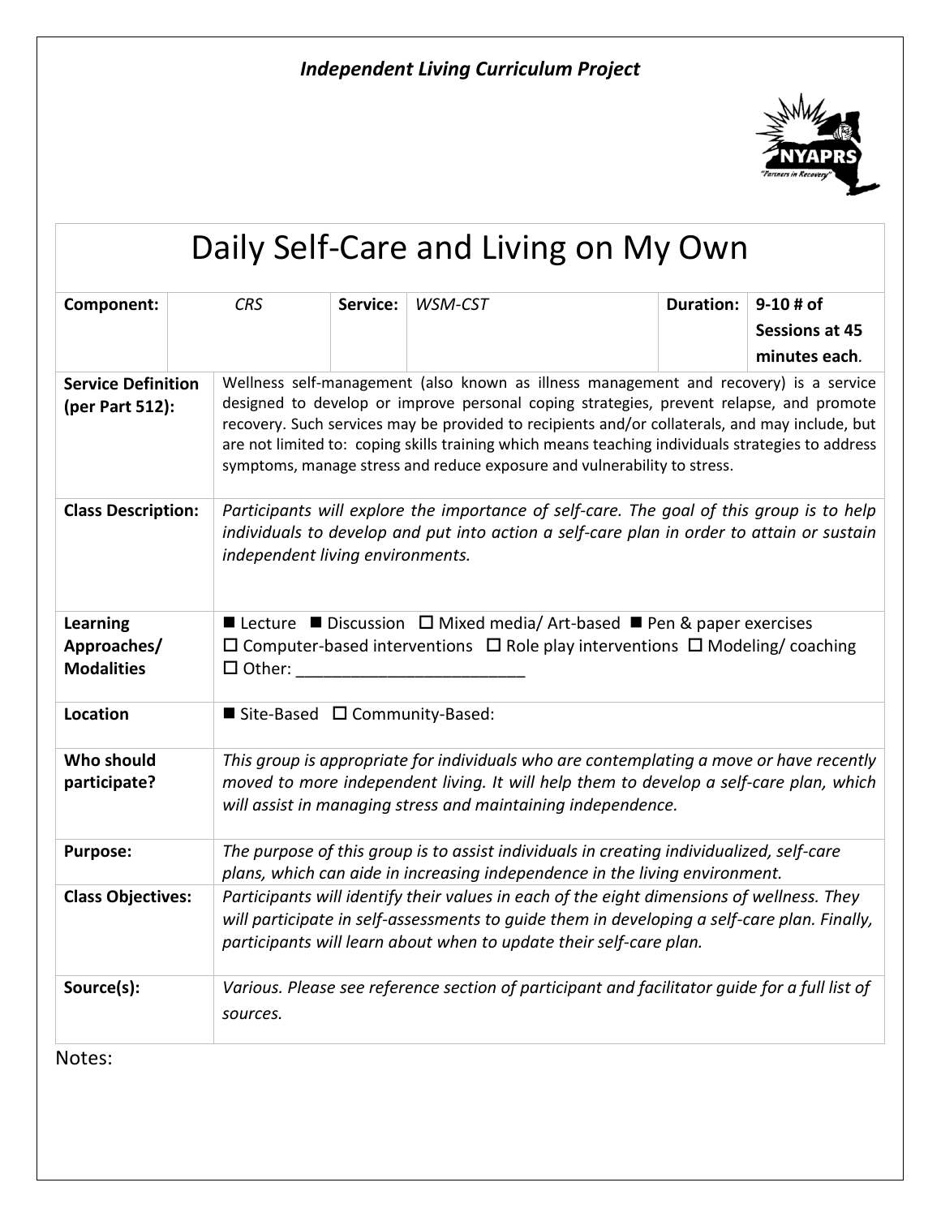*Independent Living Curriculum Project*

# Daily Self-Care and Living on My Own

| **Component:** | *CRS* | **Service:** | *WSM-CST* | **Duration:** | **9-10 # of Sessions at 45 minutes each**. |
|---|---|---|---|---|---|
| **Service Definition (per Part 512):** | Wellness self-management (also known as illness management and recovery) is a service designed to develop or improve personal coping strategies, prevent relapse, and promote recovery. Such services may be provided to recipients and/or collaterals, and may include, but are not limited to: coping skills training which means teaching individuals strategies to address symptoms, manage stress and reduce exposure and vulnerability to stress. | | | | |
| **Class Description:** | *Participants will explore the importance of self-care. The goal of this group is to help individuals to develop and put into action a self-care plan in order to attain or sustain independent living environments.* | | | | |
| **Learning Approaches/ Modalities** | ■ Lecture ■ Discussion ☐ Mixed media/ Art-based ■ Pen & paper exercises ☐ Computer-based interventions ☐ Role play interventions ☐ Modeling/ coaching ☐ Other: _________________________ | | | | |
| **Location** | ■ Site-Based ☐ Community-Based: | | | | |
| **Who should participate?** | *This group is appropriate for individuals who are contemplating a move or have recently moved to more independent living. It will help them to develop a self-care plan, which will assist in managing stress and maintaining independence.* | | | | |
| **Purpose:** | *The purpose of this group is to assist individuals in creating individualized, self-care plans, which can aide in increasing independence in the living environment.* | | | | |
| **Class Objectives:** | *Participants will identify their values in each of the eight dimensions of wellness. They will participate in self-assessments to guide them in developing a self-care plan. Finally, participants will learn about when to update their self-care plan.* | | | | |
| **Source(s):** | *Various. Please see reference section of participant and facilitator guide for a full list of sources.* | | | | |

Notes: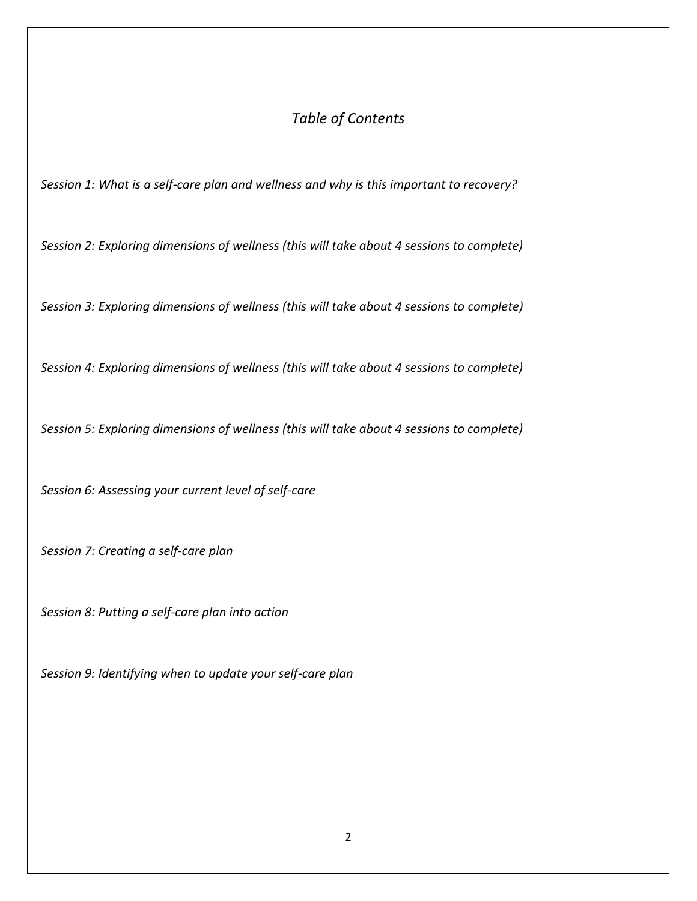# *Table of Contents*

*Session 1: What is a self-care plan and wellness and why is this important to recovery?*

*Session 2: Exploring dimensions of wellness (this will take about 4 sessions to complete)*

*Session 3: Exploring dimensions of wellness (this will take about 4 sessions to complete)*

*Session 4: Exploring dimensions of wellness (this will take about 4 sessions to complete)*

*Session 5: Exploring dimensions of wellness (this will take about 4 sessions to complete)*

*Session 6: Assessing your current level of self-care*

*Session 7: Creating a self-care plan*

*Session 8: Putting a self-care plan into action*

*Session 9: Identifying when to update your self-care plan*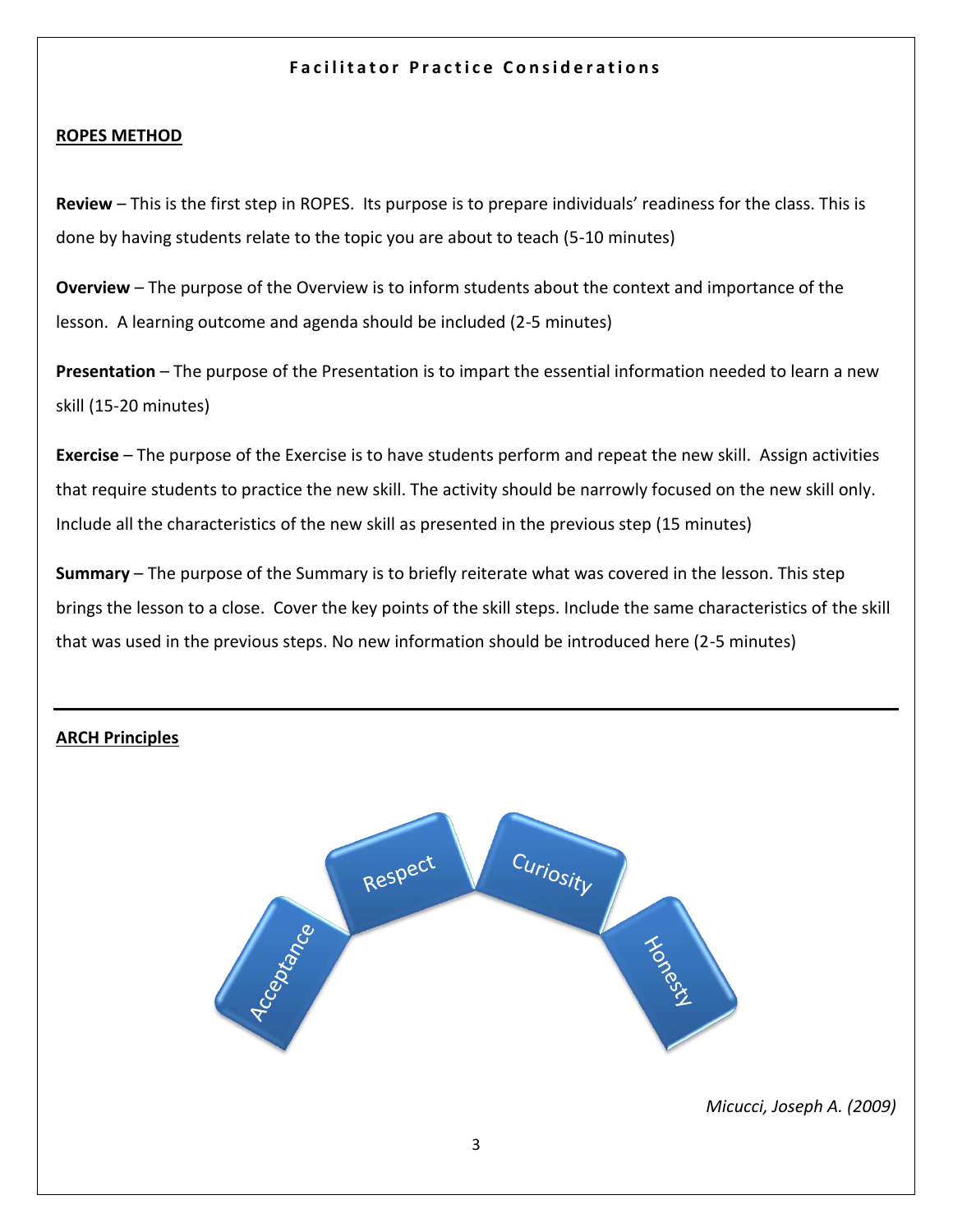**Facilitator Practice Considerations**

**ROPES METHOD**

**Review** – This is the first step in ROPES. Its purpose is to prepare individuals' readiness for the class. This is done by having students relate to the topic you are about to teach (5-10 minutes)

**Overview** – The purpose of the Overview is to inform students about the context and importance of the lesson. A learning outcome and agenda should be included (2-5 minutes)

**Presentation** – The purpose of the Presentation is to impart the essential information needed to learn a new skill (15-20 minutes)

**Exercise** – The purpose of the Exercise is to have students perform and repeat the new skill. Assign activities that require students to practice the new skill. The activity should be narrowly focused on the new skill only. Include all the characteristics of the new skill as presented in the previous step (15 minutes)

**Summary** – The purpose of the Summary is to briefly reiterate what was covered in the lesson. This step brings the lesson to a close. Cover the key points of the skill steps. Include the same characteristics of the skill that was used in the previous steps. No new information should be introduced here (2-5 minutes)

---

**ARCH Principles**

Acceptance

Respect

Curiosity

Honesty

*Micucci, Joseph A. (2009)*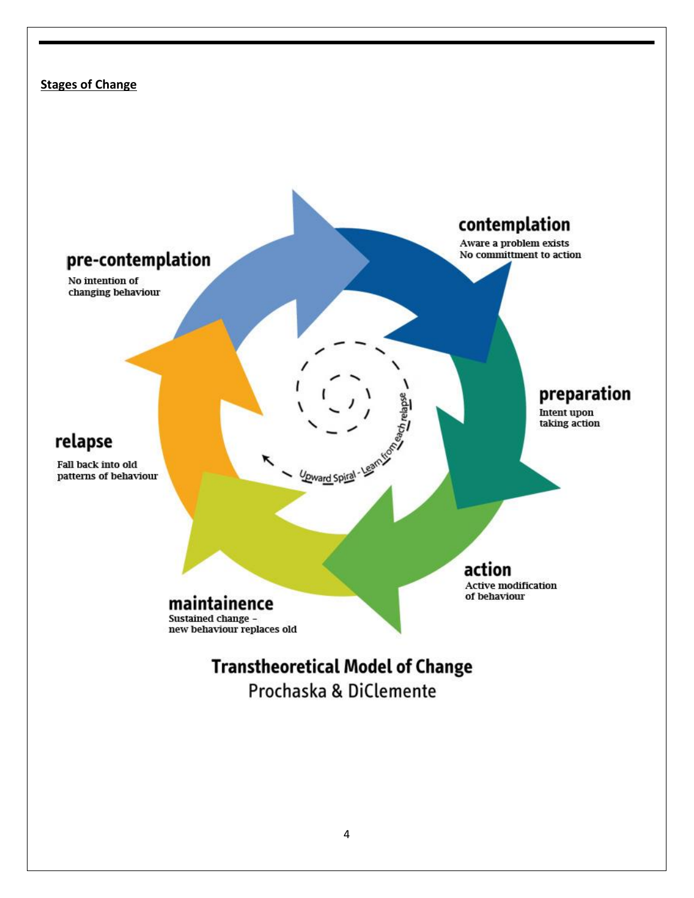**Stages of Change**

pre-contemplation
No intention of changing behaviour

contemplation
Aware a problem exists
No committment to action

preparation
Intent upon taking action

action
Active modification of behaviour

maintainence
Sustained change – new behaviour replaces old

relapse
Fall back into old patterns of behaviour

Upward Spiral - Learn from each relapse

Transtheoretical Model of Change
Prochaska & DiClemente